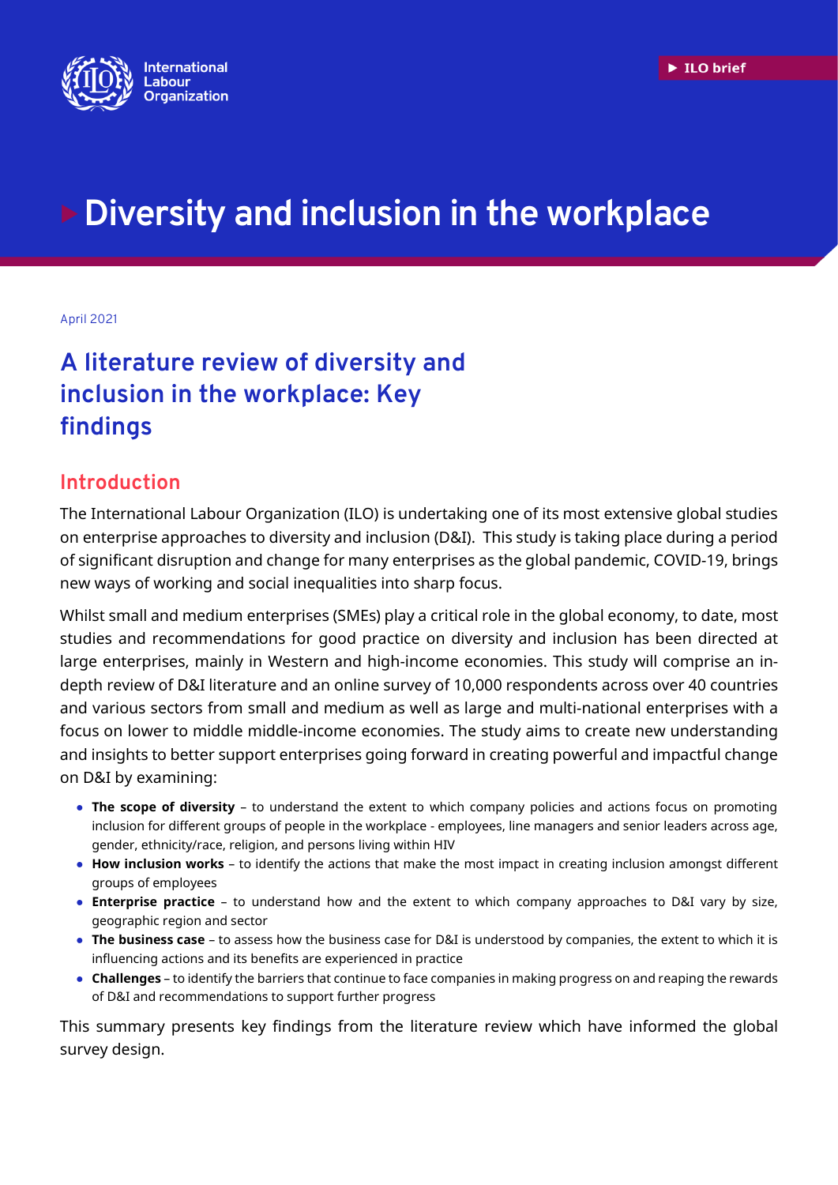International Labour Organization

ILO brief

# Diversity and inclusion in the workplace

April 2021

## A literature review of diversity and inclusion in the workplace: Key findings

### Introduction

The International Labour Organization (ILO) is undertaking one of its most extensive global studies on enterprise approaches to diversity and inclusion (D&I). This study is taking place during a period of significant disruption and change for many enterprises as the global pandemic, COVID-19, brings new ways of working and social inequalities into sharp focus.

Whilst small and medium enterprises (SMEs) play a critical role in the global economy, to date, most studies and recommendations for good practice on diversity and inclusion has been directed at large enterprises, mainly in Western and high-income economies. This study will comprise an in-depth review of D&I literature and an online survey of 10,000 respondents across over 40 countries and various sectors from small and medium as well as large and multi-national enterprises with a focus on lower to middle middle-income economies. The study aims to create new understanding and insights to better support enterprises going forward in creating powerful and impactful change on D&I by examining:

- **The scope of diversity** – to understand the extent to which company policies and actions focus on promoting inclusion for different groups of people in the workplace - employees, line managers and senior leaders across age, gender, ethnicity/race, religion, and persons living within HIV
- **How inclusion works** – to identify the actions that make the most impact in creating inclusion amongst different groups of employees
- **Enterprise practice** – to understand how and the extent to which company approaches to D&I vary by size, geographic region and sector
- **The business case** – to assess how the business case for D&I is understood by companies, the extent to which it is influencing actions and its benefits are experienced in practice
- **Challenges** – to identify the barriers that continue to face companies in making progress on and reaping the rewards of D&I and recommendations to support further progress

This summary presents key findings from the literature review which have informed the global survey design.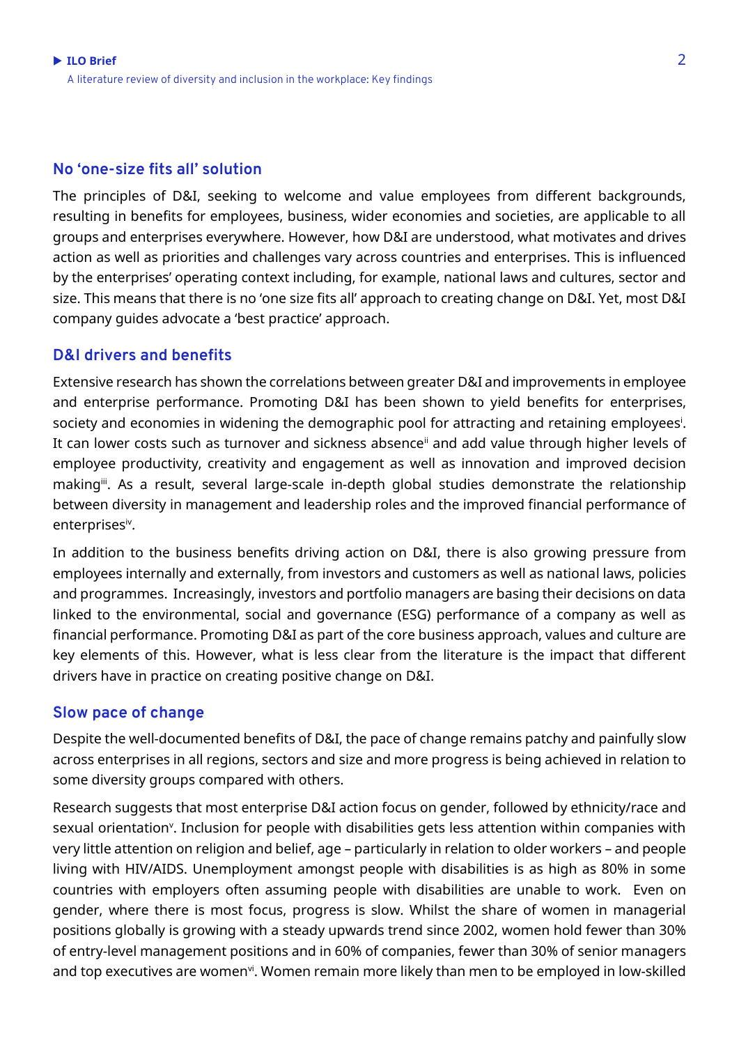## No 'one-size fits all' solution

The principles of D&I, seeking to welcome and value employees from different backgrounds, resulting in benefits for employees, business, wider economies and societies, are applicable to all groups and enterprises everywhere. However, how D&I are understood, what motivates and drives action as well as priorities and challenges vary across countries and enterprises. This is influenced by the enterprises' operating context including, for example, national laws and cultures, sector and size. This means that there is no 'one size fits all' approach to creating change on D&I. Yet, most D&I company guides advocate a 'best practice' approach.

## D&I drivers and benefits

Extensive research has shown the correlations between greater D&I and improvements in employee and enterprise performance. Promoting D&I has been shown to yield benefits for enterprises, society and economies in widening the demographic pool for attracting and retaining employees[i]. It can lower costs such as turnover and sickness absence[ii] and add value through higher levels of employee productivity, creativity and engagement as well as innovation and improved decision making[iii]. As a result, several large-scale in-depth global studies demonstrate the relationship between diversity in management and leadership roles and the improved financial performance of enterprises[iv].

In addition to the business benefits driving action on D&I, there is also growing pressure from employees internally and externally, from investors and customers as well as national laws, policies and programmes. Increasingly, investors and portfolio managers are basing their decisions on data linked to the environmental, social and governance (ESG) performance of a company as well as financial performance. Promoting D&I as part of the core business approach, values and culture are key elements of this. However, what is less clear from the literature is the impact that different drivers have in practice on creating positive change on D&I.

## Slow pace of change

Despite the well-documented benefits of D&I, the pace of change remains patchy and painfully slow across enterprises in all regions, sectors and size and more progress is being achieved in relation to some diversity groups compared with others.

Research suggests that most enterprise D&I action focus on gender, followed by ethnicity/race and sexual orientation[v]. Inclusion for people with disabilities gets less attention within companies with very little attention on religion and belief, age – particularly in relation to older workers – and people living with HIV/AIDS. Unemployment amongst people with disabilities is as high as 80% in some countries with employers often assuming people with disabilities are unable to work. Even on gender, where there is most focus, progress is slow. Whilst the share of women in managerial positions globally is growing with a steady upwards trend since 2002, women hold fewer than 30% of entry-level management positions and in 60% of companies, fewer than 30% of senior managers and top executives are women[vi]. Women remain more likely than men to be employed in low-skilled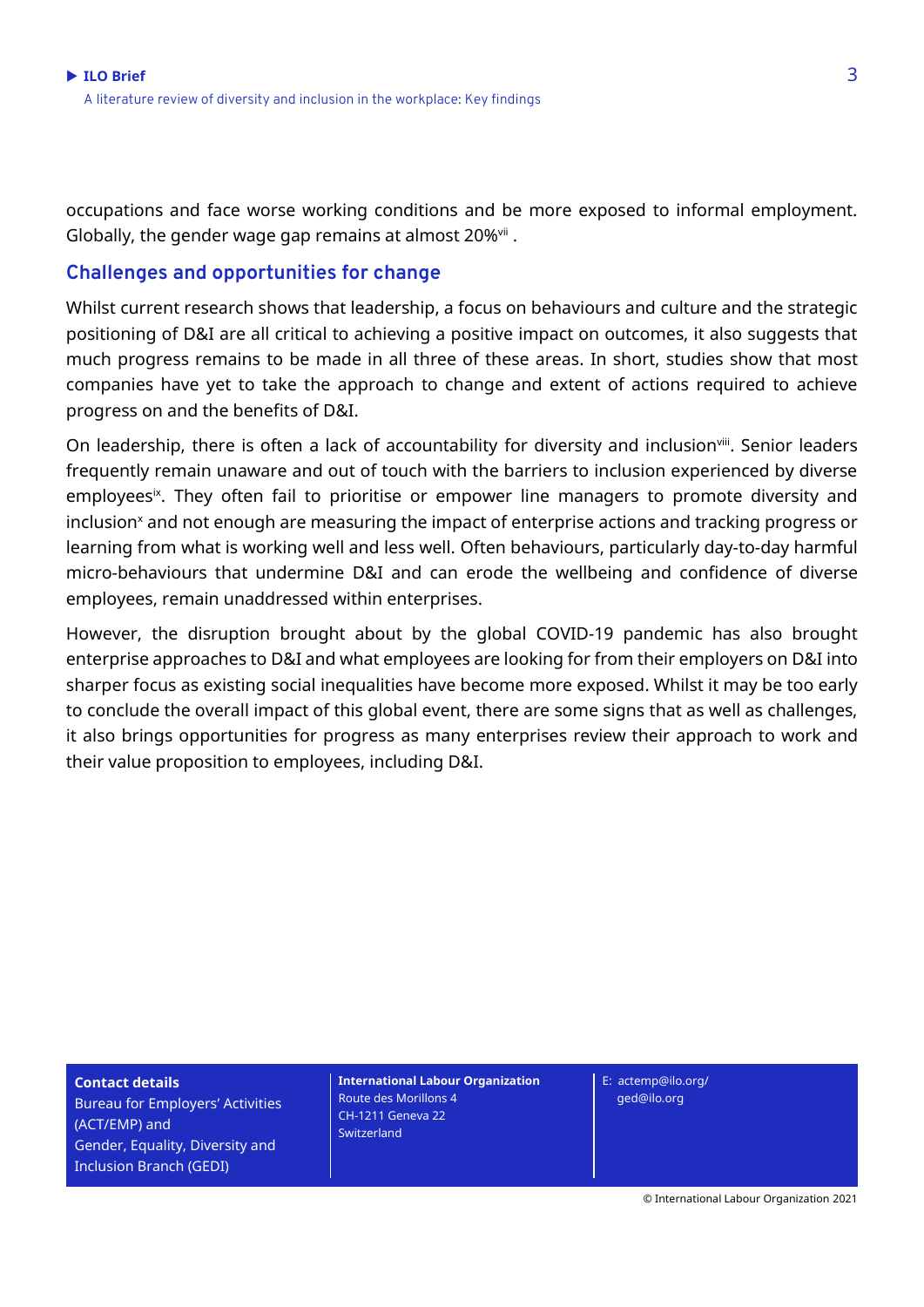occupations and face worse working conditions and be more exposed to informal employment. Globally, the gender wage gap remains at almost 20%[vii] .

## Challenges and opportunities for change

Whilst current research shows that leadership, a focus on behaviours and culture and the strategic positioning of D&I are all critical to achieving a positive impact on outcomes, it also suggests that much progress remains to be made in all three of these areas. In short, studies show that most companies have yet to take the approach to change and extent of actions required to achieve progress on and the benefits of D&I.

On leadership, there is often a lack of accountability for diversity and inclusion[viii]. Senior leaders frequently remain unaware and out of touch with the barriers to inclusion experienced by diverse employees[ix]. They often fail to prioritise or empower line managers to promote diversity and inclusion[x] and not enough are measuring the impact of enterprise actions and tracking progress or learning from what is working well and less well. Often behaviours, particularly day-to-day harmful micro-behaviours that undermine D&I and can erode the wellbeing and confidence of diverse employees, remain unaddressed within enterprises.

However, the disruption brought about by the global COVID-19 pandemic has also brought enterprise approaches to D&I and what employees are looking for from their employers on D&I into sharper focus as existing social inequalities have become more exposed. Whilst it may be too early to conclude the overall impact of this global event, there are some signs that as well as challenges, it also brings opportunities for progress as many enterprises review their approach to work and their value proposition to employees, including D&I.

**Contact details**
Bureau for Employers' Activities (ACT/EMP) and
Gender, Equality, Diversity and Inclusion Branch (GEDI)

**International Labour Organization**
Route des Morillons 4
CH-1211 Geneva 22
Switzerland

E: actemp@ilo.org/
ged@ilo.org

© International Labour Organization 2021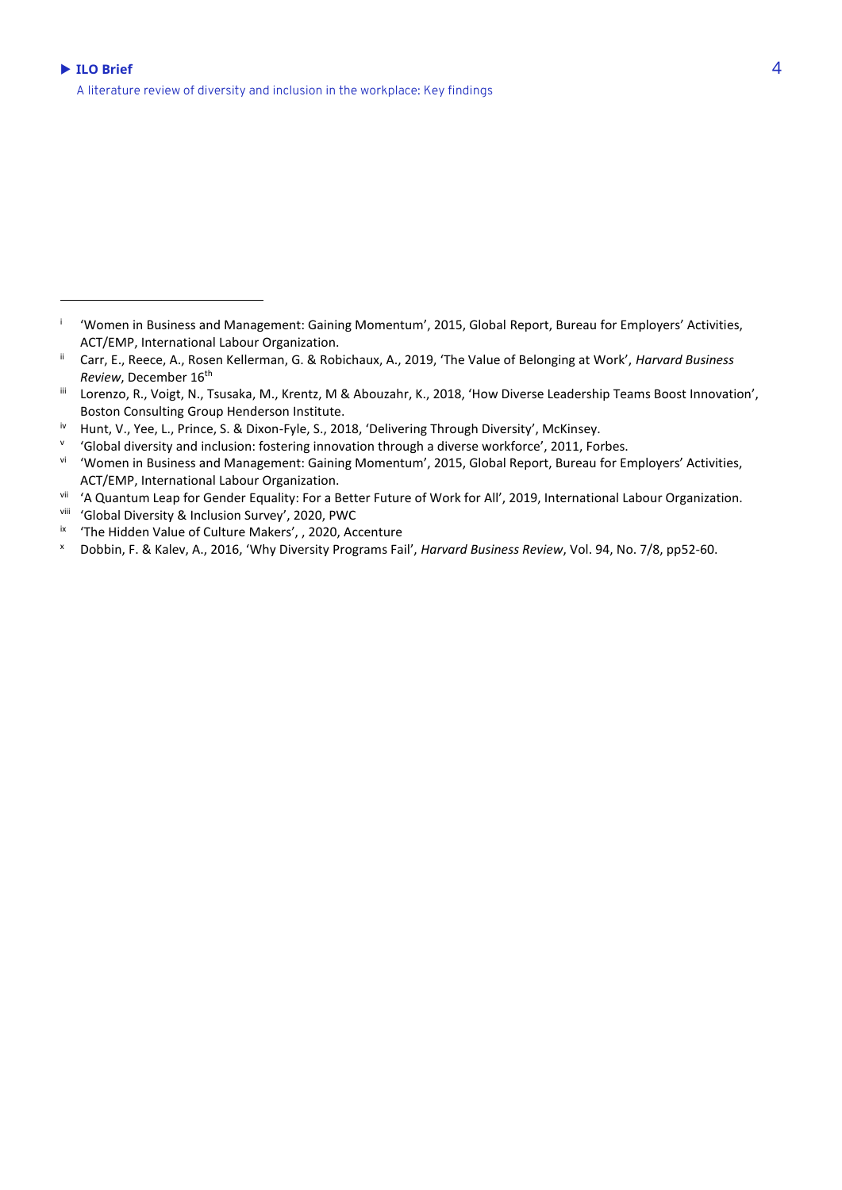[i] 'Women in Business and Management: Gaining Momentum', 2015, Global Report, Bureau for Employers' Activities, ACT/EMP, International Labour Organization.

[ii] Carr, E., Reece, A., Rosen Kellerman, G. & Robichaux, A., 2019, 'The Value of Belonging at Work', *Harvard Business Review*, December 16th

[iii] Lorenzo, R., Voigt, N., Tsusaka, M., Krentz, M & Abouzahr, K., 2018, 'How Diverse Leadership Teams Boost Innovation', Boston Consulting Group Henderson Institute.

[iv] Hunt, V., Yee, L., Prince, S. & Dixon-Fyle, S., 2018, 'Delivering Through Diversity', McKinsey.

[v] 'Global diversity and inclusion: fostering innovation through a diverse workforce', 2011, Forbes.

[vi] 'Women in Business and Management: Gaining Momentum', 2015, Global Report, Bureau for Employers' Activities, ACT/EMP, International Labour Organization.

[vii] 'A Quantum Leap for Gender Equality: For a Better Future of Work for All', 2019, International Labour Organization.

[viii] 'Global Diversity & Inclusion Survey', 2020, PWC

[ix] 'The Hidden Value of Culture Makers', , 2020, Accenture

[x] Dobbin, F. & Kalev, A., 2016, 'Why Diversity Programs Fail', *Harvard Business Review*, Vol. 94, No. 7/8, pp52-60.